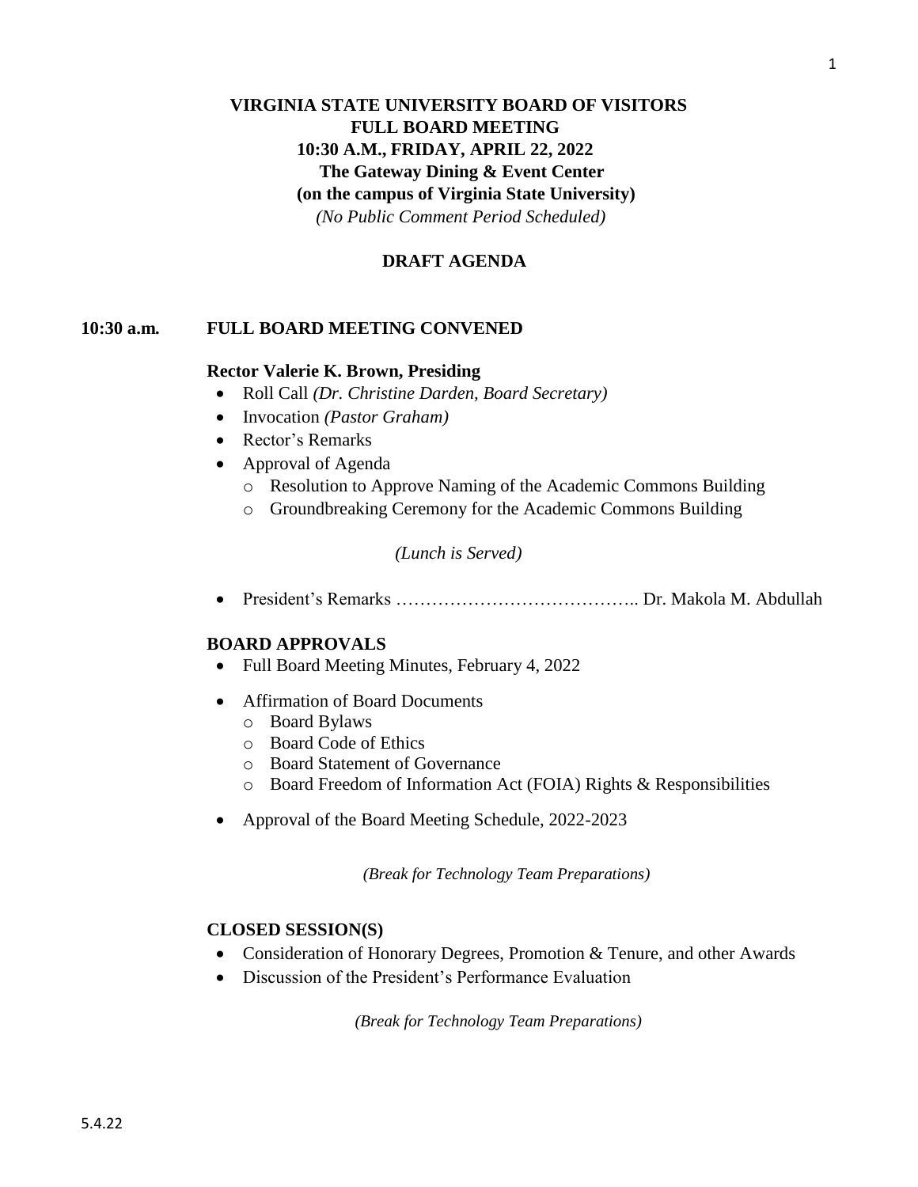# VIRGINIA STATE UNIVERSITY BOARD OF VISITORS
## FULL BOARD MEETING
**10:30 A.M., FRIDAY, APRIL 22, 2022**
**The Gateway Dining & Event Center**
**(on the campus of Virginia State University)**
*(No Public Comment Period Scheduled)*

## DRAFT AGENDA

**10:30 a.m.** **FULL BOARD MEETING CONVENED**

**Rector Valerie K. Brown, Presiding**

- Roll Call *(Dr. Christine Darden, Board Secretary)*
- Invocation *(Pastor Graham)*
- Rector's Remarks
- Approval of Agenda
  - Resolution to Approve Naming of the Academic Commons Building
  - Groundbreaking Ceremony for the Academic Commons Building

*(Lunch is Served)*

- President's Remarks ………………………………….. Dr. Makola M. Abdullah

**BOARD APPROVALS**

- Full Board Meeting Minutes, February 4, 2022
- Affirmation of Board Documents
  - Board Bylaws
  - Board Code of Ethics
  - Board Statement of Governance
  - Board Freedom of Information Act (FOIA) Rights & Responsibilities
- Approval of the Board Meeting Schedule, 2022-2023

*(Break for Technology Team Preparations)*

**CLOSED SESSION(S)**

- Consideration of Honorary Degrees, Promotion & Tenure, and other Awards
- Discussion of the President's Performance Evaluation

*(Break for Technology Team Preparations)*

5.4.22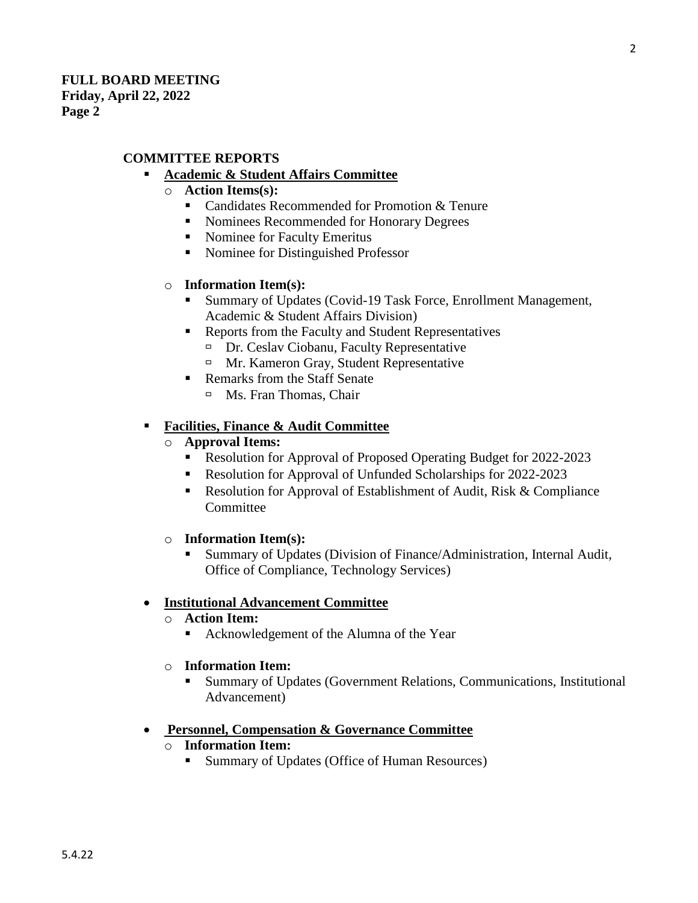**FULL BOARD MEETING**
**Friday, April 22, 2022**
**Page 2**

## COMMITTEE REPORTS

- **Academic & Student Affairs Committee**
  - **Action Items(s):**
    - Candidates Recommended for Promotion & Tenure
    - Nominees Recommended for Honorary Degrees
    - Nominee for Faculty Emeritus
    - Nominee for Distinguished Professor
  - **Information Item(s):**
    - Summary of Updates (Covid-19 Task Force, Enrollment Management, Academic & Student Affairs Division)
    - Reports from the Faculty and Student Representatives
      - Dr. Ceslav Ciobanu, Faculty Representative
      - Mr. Kameron Gray, Student Representative
    - Remarks from the Staff Senate
      - Ms. Fran Thomas, Chair

- **Facilities, Finance & Audit Committee**
  - **Approval Items:**
    - Resolution for Approval of Proposed Operating Budget for 2022-2023
    - Resolution for Approval of Unfunded Scholarships for 2022-2023
    - Resolution for Approval of Establishment of Audit, Risk & Compliance Committee
  - **Information Item(s):**
    - Summary of Updates (Division of Finance/Administration, Internal Audit, Office of Compliance, Technology Services)

- **Institutional Advancement Committee**
  - **Action Item:**
    - Acknowledgement of the Alumna of the Year
  - **Information Item:**
    - Summary of Updates (Government Relations, Communications, Institutional Advancement)

- **Personnel, Compensation & Governance Committee**
  - **Information Item:**
    - Summary of Updates (Office of Human Resources)

5.4.22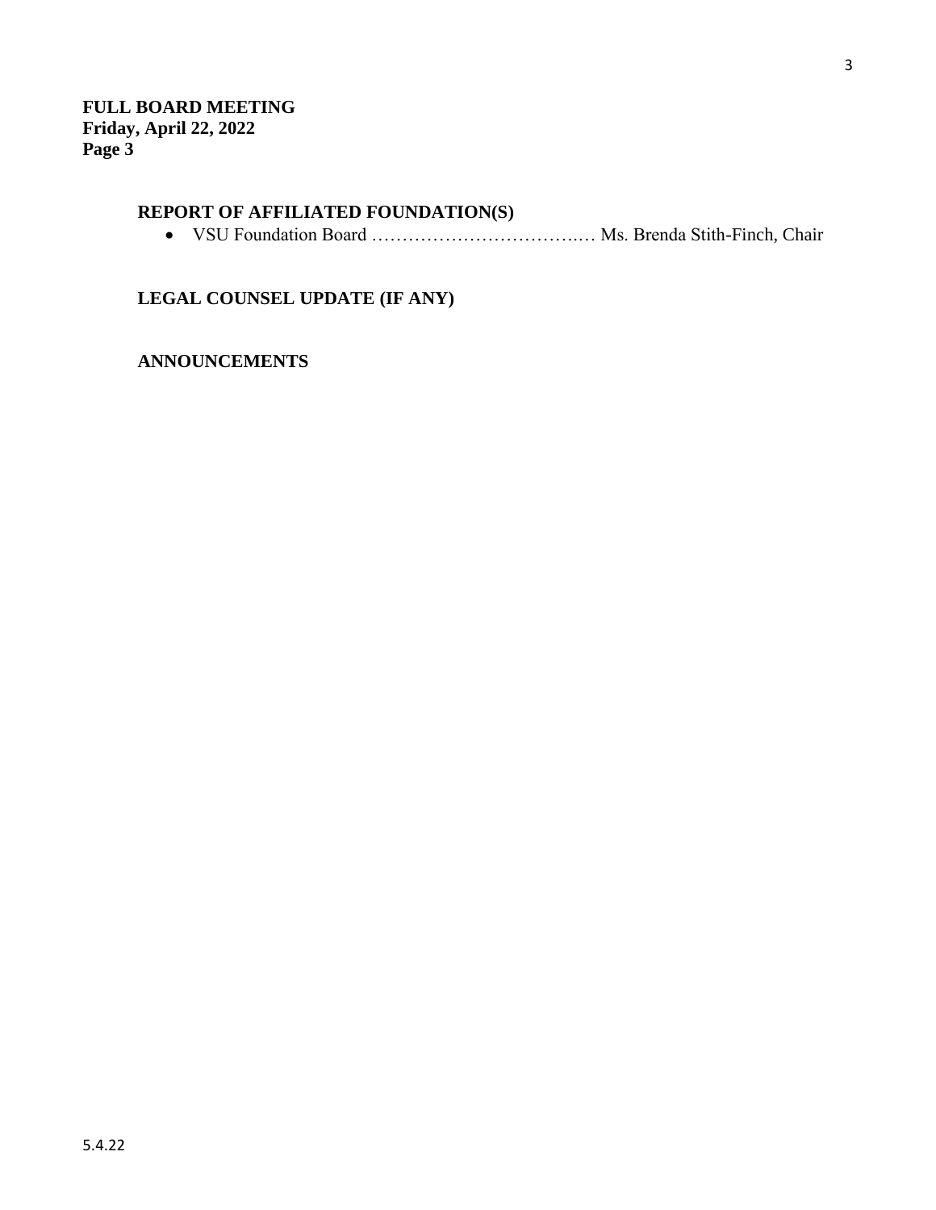## REPORT OF AFFILIATED FOUNDATION(S)

- VSU Foundation Board ……………………………..… Ms. Brenda Stith-Finch, Chair

## LEGAL COUNSEL UPDATE (IF ANY)

## ANNOUNCEMENTS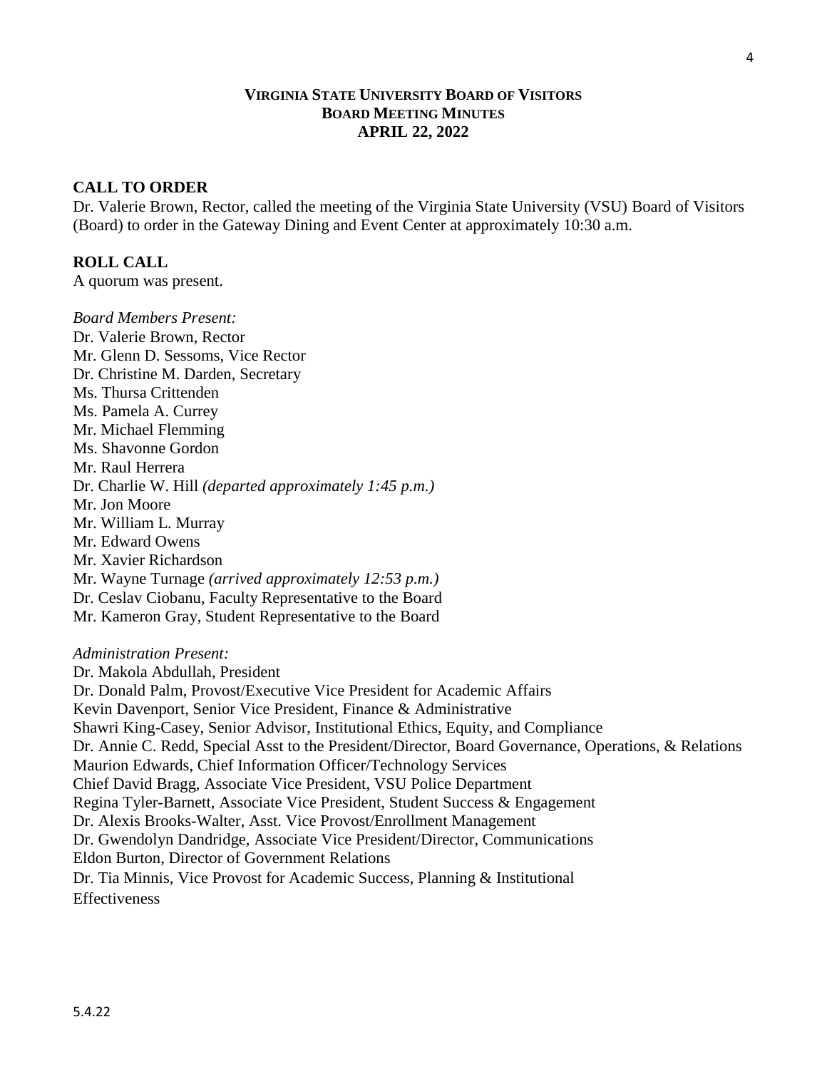**VIRGINIA STATE UNIVERSITY BOARD OF VISITORS**
**BOARD MEETING MINUTES**
**APRIL 22, 2022**

## CALL TO ORDER

Dr. Valerie Brown, Rector, called the meeting of the Virginia State University (VSU) Board of Visitors (Board) to order in the Gateway Dining and Event Center at approximately 10:30 a.m.

## ROLL CALL

A quorum was present.

*Board Members Present:*
Dr. Valerie Brown, Rector
Mr. Glenn D. Sessoms, Vice Rector
Dr. Christine M. Darden, Secretary
Ms. Thursa Crittenden
Ms. Pamela A. Currey
Mr. Michael Flemming
Ms. Shavonne Gordon
Mr. Raul Herrera
Dr. Charlie W. Hill *(departed approximately 1:45 p.m.)*
Mr. Jon Moore
Mr. William L. Murray
Mr. Edward Owens
Mr. Xavier Richardson
Mr. Wayne Turnage *(arrived approximately 12:53 p.m.)*
Dr. Ceslav Ciobanu, Faculty Representative to the Board
Mr. Kameron Gray, Student Representative to the Board

*Administration Present:*
Dr. Makola Abdullah, President
Dr. Donald Palm, Provost/Executive Vice President for Academic Affairs
Kevin Davenport, Senior Vice President, Finance & Administrative
Shawri King-Casey, Senior Advisor, Institutional Ethics, Equity, and Compliance
Dr. Annie C. Redd, Special Asst to the President/Director, Board Governance, Operations, & Relations
Maurion Edwards, Chief Information Officer/Technology Services
Chief David Bragg, Associate Vice President, VSU Police Department
Regina Tyler-Barnett, Associate Vice President, Student Success & Engagement
Dr. Alexis Brooks-Walter, Asst. Vice Provost/Enrollment Management
Dr. Gwendolyn Dandridge, Associate Vice President/Director, Communications
Eldon Burton, Director of Government Relations
Dr. Tia Minnis, Vice Provost for Academic Success, Planning & Institutional Effectiveness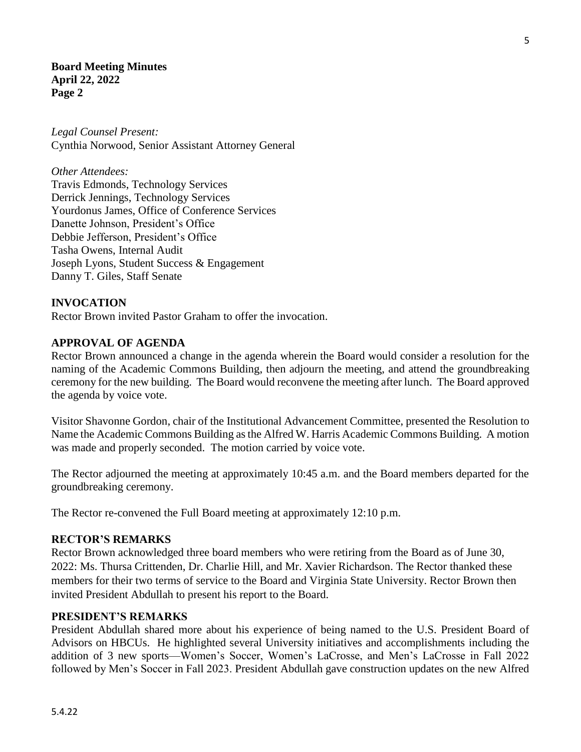**Board Meeting Minutes**
**April 22, 2022**
**Page 2**

*Legal Counsel Present:*
Cynthia Norwood, Senior Assistant Attorney General

*Other Attendees:*
Travis Edmonds, Technology Services
Derrick Jennings, Technology Services
Yourdonus James, Office of Conference Services
Danette Johnson, President's Office
Debbie Jefferson, President's Office
Tasha Owens, Internal Audit
Joseph Lyons, Student Success & Engagement
Danny T. Giles, Staff Senate

**INVOCATION**
Rector Brown invited Pastor Graham to offer the invocation.

**APPROVAL OF AGENDA**
Rector Brown announced a change in the agenda wherein the Board would consider a resolution for the naming of the Academic Commons Building, then adjourn the meeting, and attend the groundbreaking ceremony for the new building. The Board would reconvene the meeting after lunch. The Board approved the agenda by voice vote.

Visitor Shavonne Gordon, chair of the Institutional Advancement Committee, presented the Resolution to Name the Academic Commons Building as the Alfred W. Harris Academic Commons Building. A motion was made and properly seconded. The motion carried by voice vote.

The Rector adjourned the meeting at approximately 10:45 a.m. and the Board members departed for the groundbreaking ceremony.

The Rector re-convened the Full Board meeting at approximately 12:10 p.m.

**RECTOR'S REMARKS**
Rector Brown acknowledged three board members who were retiring from the Board as of June 30, 2022: Ms. Thursa Crittenden, Dr. Charlie Hill, and Mr. Xavier Richardson. The Rector thanked these members for their two terms of service to the Board and Virginia State University. Rector Brown then invited President Abdullah to present his report to the Board.

**PRESIDENT'S REMARKS**
President Abdullah shared more about his experience of being named to the U.S. President Board of Advisors on HBCUs. He highlighted several University initiatives and accomplishments including the addition of 3 new sports—Women's Soccer, Women's LaCrosse, and Men's LaCrosse in Fall 2022 followed by Men's Soccer in Fall 2023. President Abdullah gave construction updates on the new Alfred

5.4.22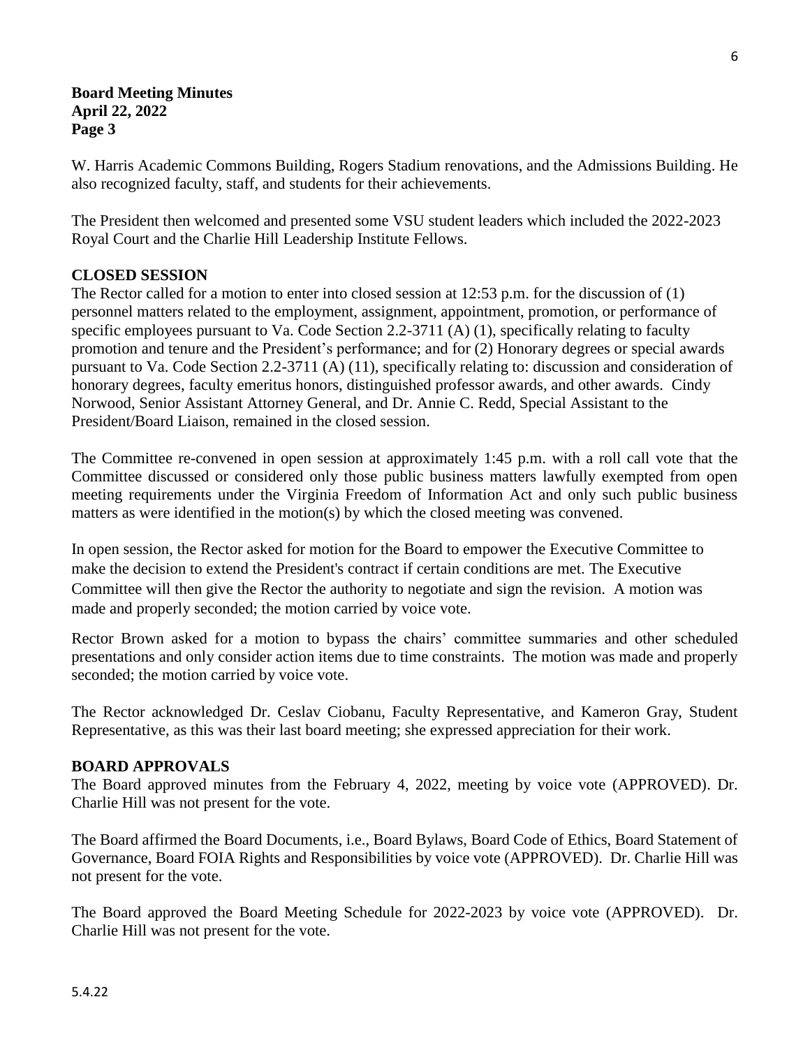**Board Meeting Minutes**
**April 22, 2022**
**Page 3**

W. Harris Academic Commons Building, Rogers Stadium renovations, and the Admissions Building. He also recognized faculty, staff, and students for their achievements.

The President then welcomed and presented some VSU student leaders which included the 2022-2023 Royal Court and the Charlie Hill Leadership Institute Fellows.

**CLOSED SESSION**

The Rector called for a motion to enter into closed session at 12:53 p.m. for the discussion of (1) personnel matters related to the employment, assignment, appointment, promotion, or performance of specific employees pursuant to Va. Code Section 2.2-3711 (A) (1), specifically relating to faculty promotion and tenure and the President's performance; and for (2) Honorary degrees or special awards pursuant to Va. Code Section 2.2-3711 (A) (11), specifically relating to: discussion and consideration of honorary degrees, faculty emeritus honors, distinguished professor awards, and other awards. Cindy Norwood, Senior Assistant Attorney General, and Dr. Annie C. Redd, Special Assistant to the President/Board Liaison, remained in the closed session.

The Committee re-convened in open session at approximately 1:45 p.m. with a roll call vote that the Committee discussed or considered only those public business matters lawfully exempted from open meeting requirements under the Virginia Freedom of Information Act and only such public business matters as were identified in the motion(s) by which the closed meeting was convened.

In open session, the Rector asked for motion for the Board to empower the Executive Committee to make the decision to extend the President's contract if certain conditions are met. The Executive Committee will then give the Rector the authority to negotiate and sign the revision. A motion was made and properly seconded; the motion carried by voice vote.

Rector Brown asked for a motion to bypass the chairs' committee summaries and other scheduled presentations and only consider action items due to time constraints. The motion was made and properly seconded; the motion carried by voice vote.

The Rector acknowledged Dr. Ceslav Ciobanu, Faculty Representative, and Kameron Gray, Student Representative, as this was their last board meeting; she expressed appreciation for their work.

**BOARD APPROVALS**

The Board approved minutes from the February 4, 2022, meeting by voice vote (APPROVED). Dr. Charlie Hill was not present for the vote.

The Board affirmed the Board Documents, i.e., Board Bylaws, Board Code of Ethics, Board Statement of Governance, Board FOIA Rights and Responsibilities by voice vote (APPROVED). Dr. Charlie Hill was not present for the vote.

The Board approved the Board Meeting Schedule for 2022-2023 by voice vote (APPROVED). Dr. Charlie Hill was not present for the vote.

5.4.22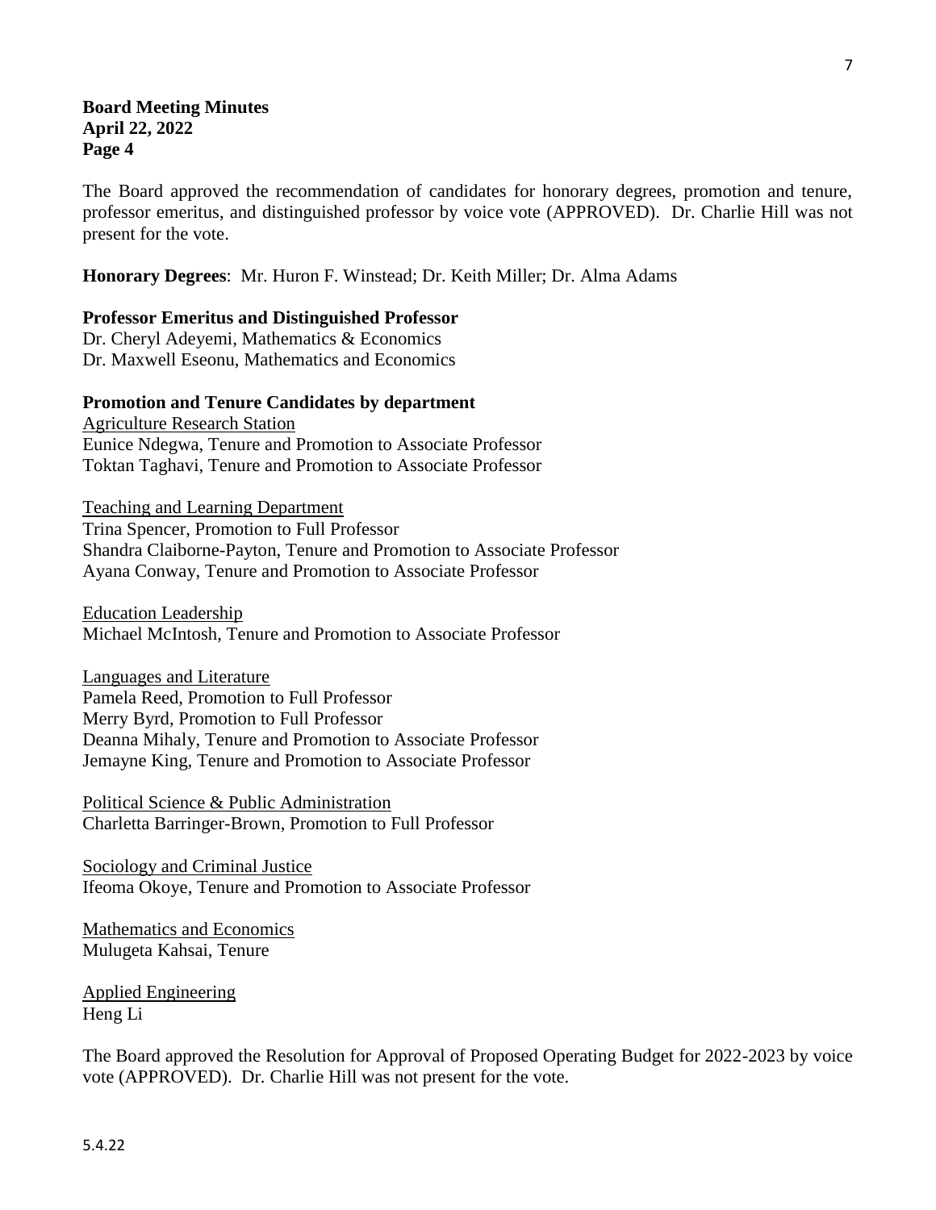**Board Meeting Minutes**
**April 22, 2022**
**Page 4**

The Board approved the recommendation of candidates for honorary degrees, promotion and tenure, professor emeritus, and distinguished professor by voice vote (APPROVED). Dr. Charlie Hill was not present for the vote.

**Honorary Degrees**: Mr. Huron F. Winstead; Dr. Keith Miller; Dr. Alma Adams

**Professor Emeritus and Distinguished Professor**
Dr. Cheryl Adeyemi, Mathematics & Economics
Dr. Maxwell Eseonu, Mathematics and Economics

**Promotion and Tenure Candidates by department**

Agriculture Research Station
Eunice Ndegwa, Tenure and Promotion to Associate Professor
Toktan Taghavi, Tenure and Promotion to Associate Professor

Teaching and Learning Department
Trina Spencer, Promotion to Full Professor
Shandra Claiborne-Payton, Tenure and Promotion to Associate Professor
Ayana Conway, Tenure and Promotion to Associate Professor

Education Leadership
Michael McIntosh, Tenure and Promotion to Associate Professor

Languages and Literature
Pamela Reed, Promotion to Full Professor
Merry Byrd, Promotion to Full Professor
Deanna Mihaly, Tenure and Promotion to Associate Professor
Jemayne King, Tenure and Promotion to Associate Professor

Political Science & Public Administration
Charletta Barringer-Brown, Promotion to Full Professor

Sociology and Criminal Justice
Ifeoma Okoye, Tenure and Promotion to Associate Professor

Mathematics and Economics
Mulugeta Kahsai, Tenure

Applied Engineering
Heng Li

The Board approved the Resolution for Approval of Proposed Operating Budget for 2022-2023 by voice vote (APPROVED). Dr. Charlie Hill was not present for the vote.

5.4.22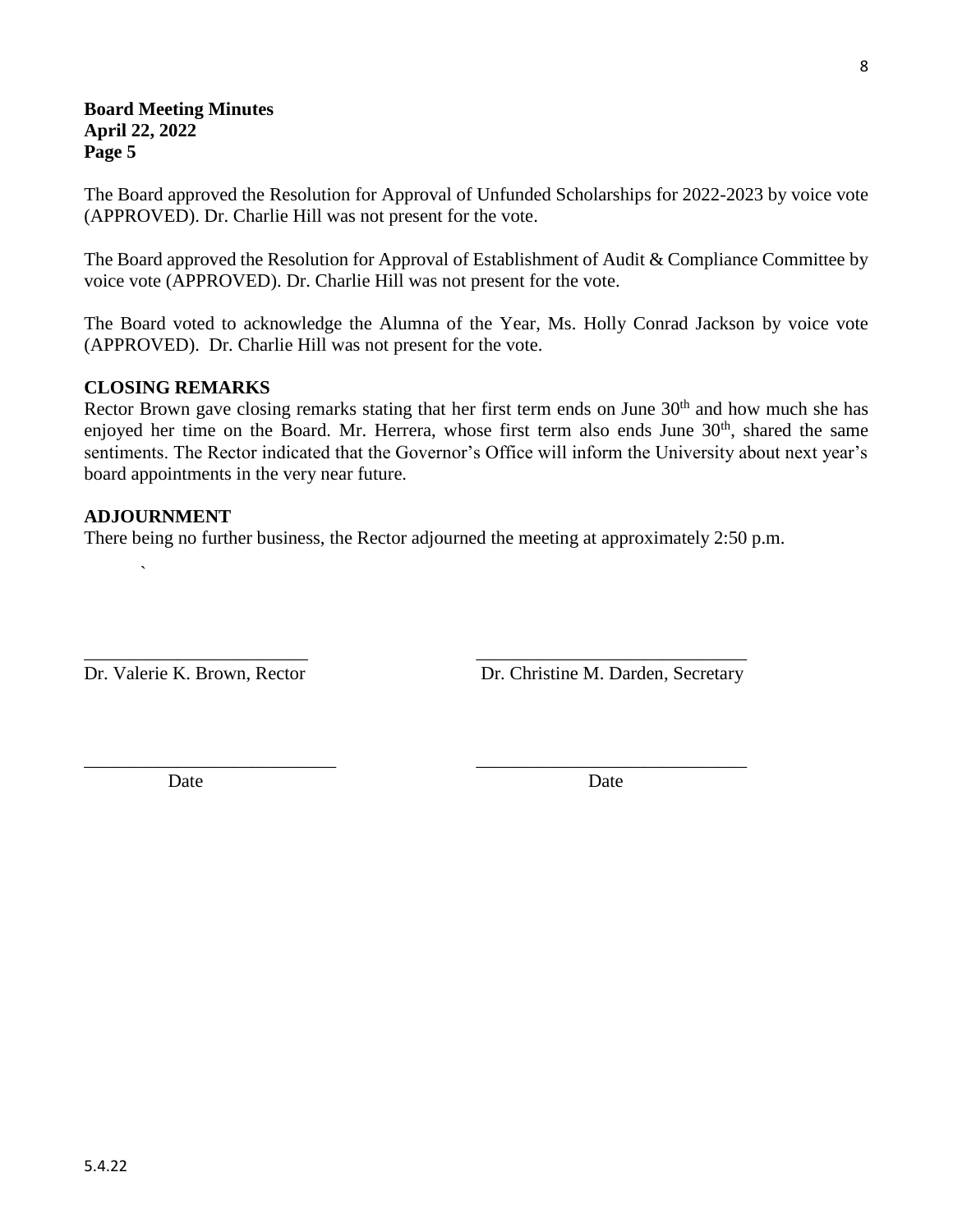**Board Meeting Minutes**
**April 22, 2022**
**Page 5**

The Board approved the Resolution for Approval of Unfunded Scholarships for 2022-2023 by voice vote (APPROVED). Dr. Charlie Hill was not present for the vote.

The Board approved the Resolution for Approval of Establishment of Audit & Compliance Committee by voice vote (APPROVED). Dr. Charlie Hill was not present for the vote.

The Board voted to acknowledge the Alumna of the Year, Ms. Holly Conrad Jackson by voice vote (APPROVED). Dr. Charlie Hill was not present for the vote.

**CLOSING REMARKS**

Rector Brown gave closing remarks stating that her first term ends on June 30th and how much she has enjoyed her time on the Board. Mr. Herrera, whose first term also ends June 30th, shared the same sentiments. The Rector indicated that the Governor's Office will inform the University about next year's board appointments in the very near future.

**ADJOURNMENT**

There being no further business, the Rector adjourned the meeting at approximately 2:50 p.m.

\_\_\_\_\_\_\_\_\_\_\_\_\_\_\_\_\_\_\_\_\_\_\_\_\_ \_\_\_\_\_\_\_\_\_\_\_\_\_\_\_\_\_\_\_\_\_\_\_\_\_\_\_\_\_\_
Dr. Valerie K. Brown, Rector Dr. Christine M. Darden, Secretary

\_\_\_\_\_\_\_\_\_\_\_\_\_\_\_\_\_\_\_\_\_\_\_\_\_\_\_\_ \_\_\_\_\_\_\_\_\_\_\_\_\_\_\_\_\_\_\_\_\_\_\_\_\_\_\_\_\_\_
Date Date

5.4.22